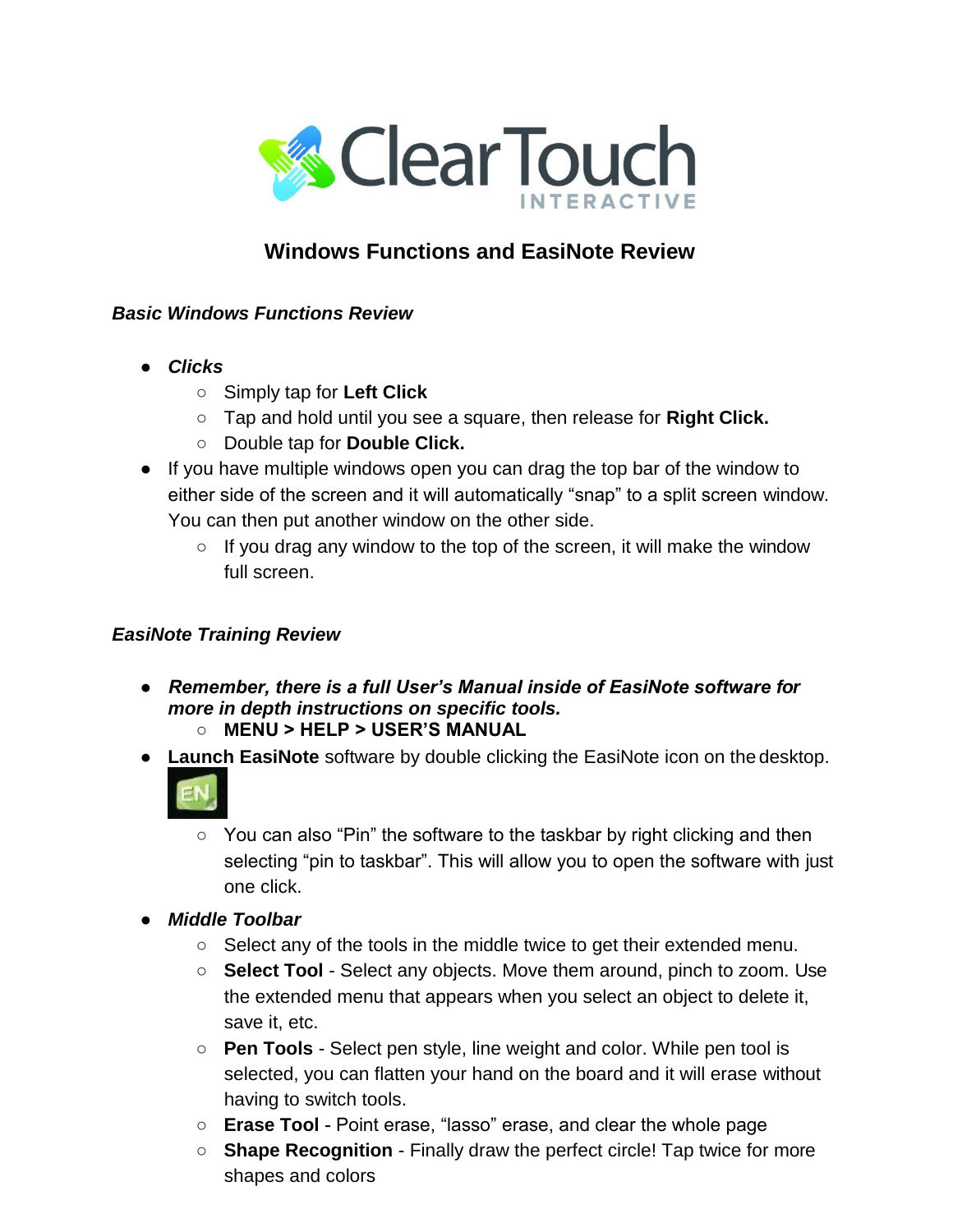# Windows Functions and EasiNote Review

### *Basic Windows Functions Review*

- ***Clicks***
  - Simply tap for **Left Click**
  - Tap and hold until you see a square, then release for **Right Click.**
  - Double tap for **Double Click.**
- If you have multiple windows open you can drag the top bar of the window to either side of the screen and it will automatically "snap" to a split screen window. You can then put another window on the other side.
  - If you drag any window to the top of the screen, it will make the window full screen.

### *EasiNote Training Review*

- ***Remember, there is a full User's Manual inside of EasiNote software for more in depth instructions on specific tools.***
  - **MENU > HELP > USER'S MANUAL**
- **Launch EasiNote** software by double clicking the EasiNote icon on the desktop.
  - You can also "Pin" the software to the taskbar by right clicking and then selecting "pin to taskbar". This will allow you to open the software with just one click.
- ***Middle Toolbar***
  - Select any of the tools in the middle twice to get their extended menu.
  - **Select Tool** - Select any objects. Move them around, pinch to zoom. Use the extended menu that appears when you select an object to delete it, save it, etc.
  - **Pen Tools** - Select pen style, line weight and color. While pen tool is selected, you can flatten your hand on the board and it will erase without having to switch tools.
  - **Erase Tool** - Point erase, "lasso" erase, and clear the whole page
  - **Shape Recognition** - Finally draw the perfect circle! Tap twice for more shapes and colors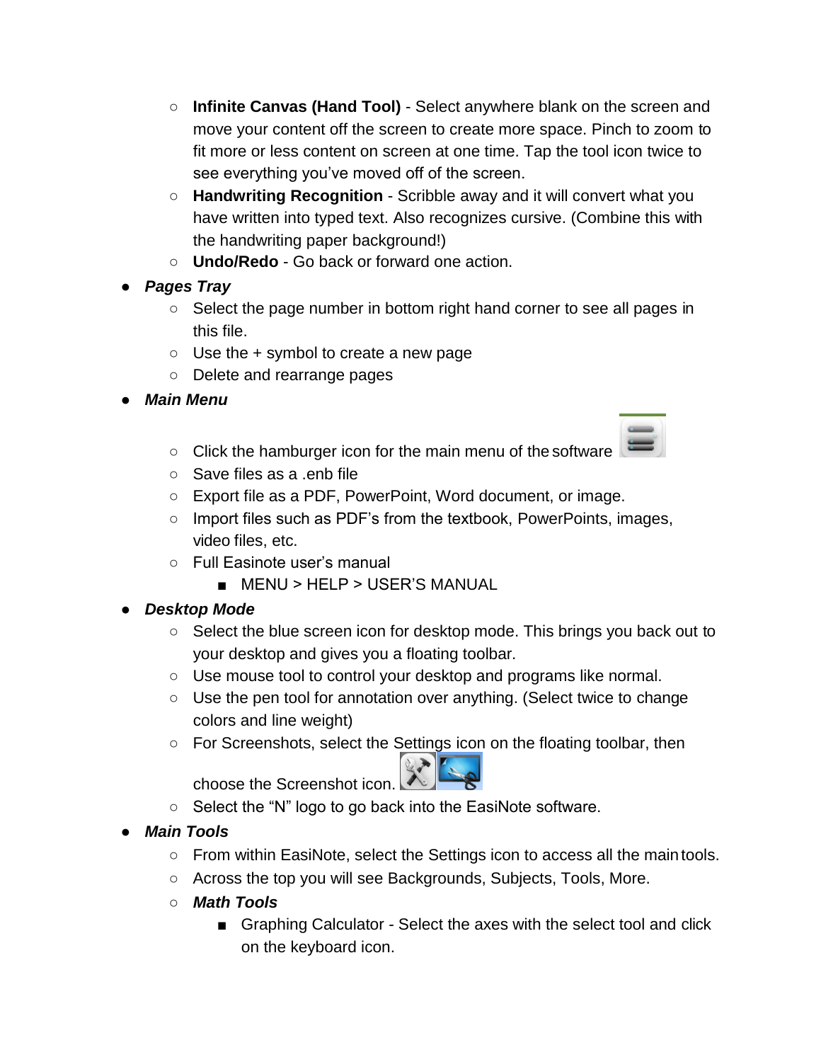- **Infinite Canvas (Hand Tool)** - Select anywhere blank on the screen and move your content off the screen to create more space. Pinch to zoom to fit more or less content on screen at one time. Tap the tool icon twice to see everything you've moved off of the screen.
  - **Handwriting Recognition** - Scribble away and it will convert what you have written into typed text. Also recognizes cursive. (Combine this with the handwriting paper background!)
  - **Undo/Redo** - Go back or forward one action.
- ***Pages Tray***
  - Select the page number in bottom right hand corner to see all pages in this file.
  - Use the + symbol to create a new page
  - Delete and rearrange pages
- ***Main Menu***
  - Click the hamburger icon for the main menu of the software
  - Save files as a .enb file
  - Export file as a PDF, PowerPoint, Word document, or image.
  - Import files such as PDF's from the textbook, PowerPoints, images, video files, etc.
  - Full Easinote user's manual
    - MENU > HELP > USER'S MANUAL
- ***Desktop Mode***
  - Select the blue screen icon for desktop mode. This brings you back out to your desktop and gives you a floating toolbar.
  - Use mouse tool to control your desktop and programs like normal.
  - Use the pen tool for annotation over anything. (Select twice to change colors and line weight)
  - For Screenshots, select the Settings icon on the floating toolbar, then choose the Screenshot icon.
  - Select the "N" logo to go back into the EasiNote software.
- ***Main Tools***
  - From within EasiNote, select the Settings icon to access all the main tools.
  - Across the top you will see Backgrounds, Subjects, Tools, More.
  - ***Math Tools***
    - Graphing Calculator - Select the axes with the select tool and click on the keyboard icon.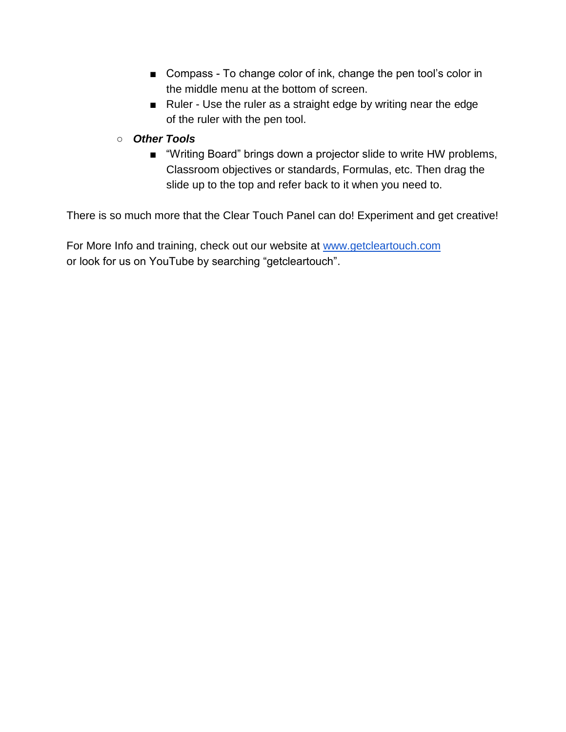- Compass - To change color of ink, change the pen tool's color in the middle menu at the bottom of screen.
    - Ruler - Use the ruler as a straight edge by writing near the edge of the ruler with the pen tool.
  - ***Other Tools***
    - "Writing Board" brings down a projector slide to write HW problems, Classroom objectives or standards, Formulas, etc. Then drag the slide up to the top and refer back to it when you need to.

There is so much more that the Clear Touch Panel can do! Experiment and get creative!

For More Info and training, check out our website at [www.getcleartouch.com](http://www.getcleartouch.com)
or look for us on YouTube by searching "getcleartouch".